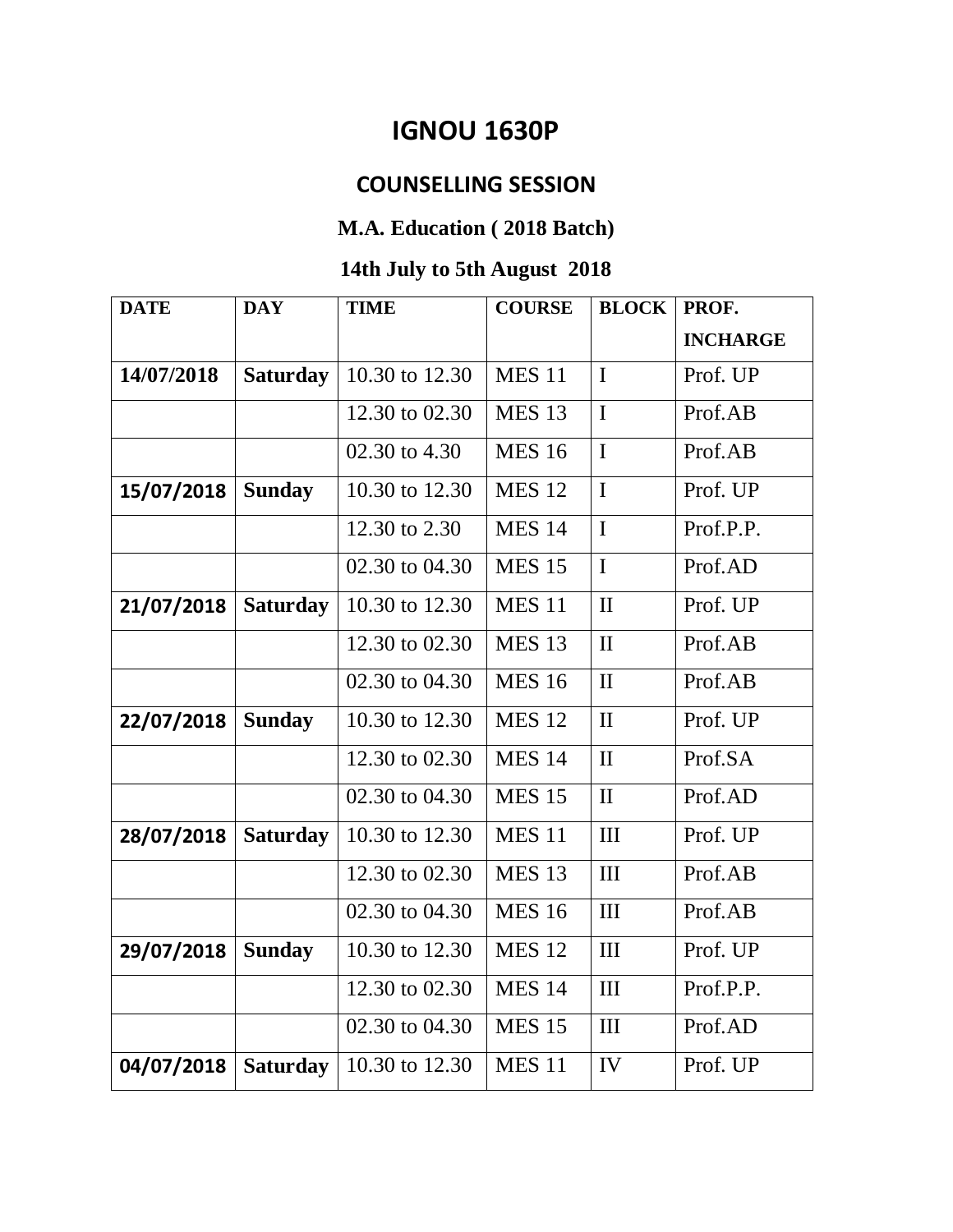# IGNOU 1630P

## COUNSELLING SESSION

### M.A. Education ( 2018 Batch)

### 14th July to 5th August 2018

| DATE | DAY | TIME | COURSE | BLOCK | PROF. INCHARGE |
|---|---|---|---|---|---|
| **14/07/2018** | **Saturday** | 10.30 to 12.30 | MES 11 | I | Prof. UP |
| | | 12.30 to 02.30 | MES 13 | I | Prof.AB |
| | | 02.30 to 4.30 | MES 16 | I | Prof.AB |
| **15/07/2018** | **Sunday** | 10.30 to 12.30 | MES 12 | I | Prof. UP |
| | | 12.30 to 2.30 | MES 14 | I | Prof.P.P. |
| | | 02.30 to 04.30 | MES 15 | I | Prof.AD |
| **21/07/2018** | **Saturday** | 10.30 to 12.30 | MES 11 | II | Prof. UP |
| | | 12.30 to 02.30 | MES 13 | II | Prof.AB |
| | | 02.30 to 04.30 | MES 16 | II | Prof.AB |
| **22/07/2018** | **Sunday** | 10.30 to 12.30 | MES 12 | II | Prof. UP |
| | | 12.30 to 02.30 | MES 14 | II | Prof.SA |
| | | 02.30 to 04.30 | MES 15 | II | Prof.AD |
| **28/07/2018** | **Saturday** | 10.30 to 12.30 | MES 11 | III | Prof. UP |
| | | 12.30 to 02.30 | MES 13 | III | Prof.AB |
| | | 02.30 to 04.30 | MES 16 | III | Prof.AB |
| **29/07/2018** | **Sunday** | 10.30 to 12.30 | MES 12 | III | Prof. UP |
| | | 12.30 to 02.30 | MES 14 | III | Prof.P.P. |
| | | 02.30 to 04.30 | MES 15 | III | Prof.AD |
| **04/07/2018** | **Saturday** | 10.30 to 12.30 | MES 11 | IV | Prof. UP |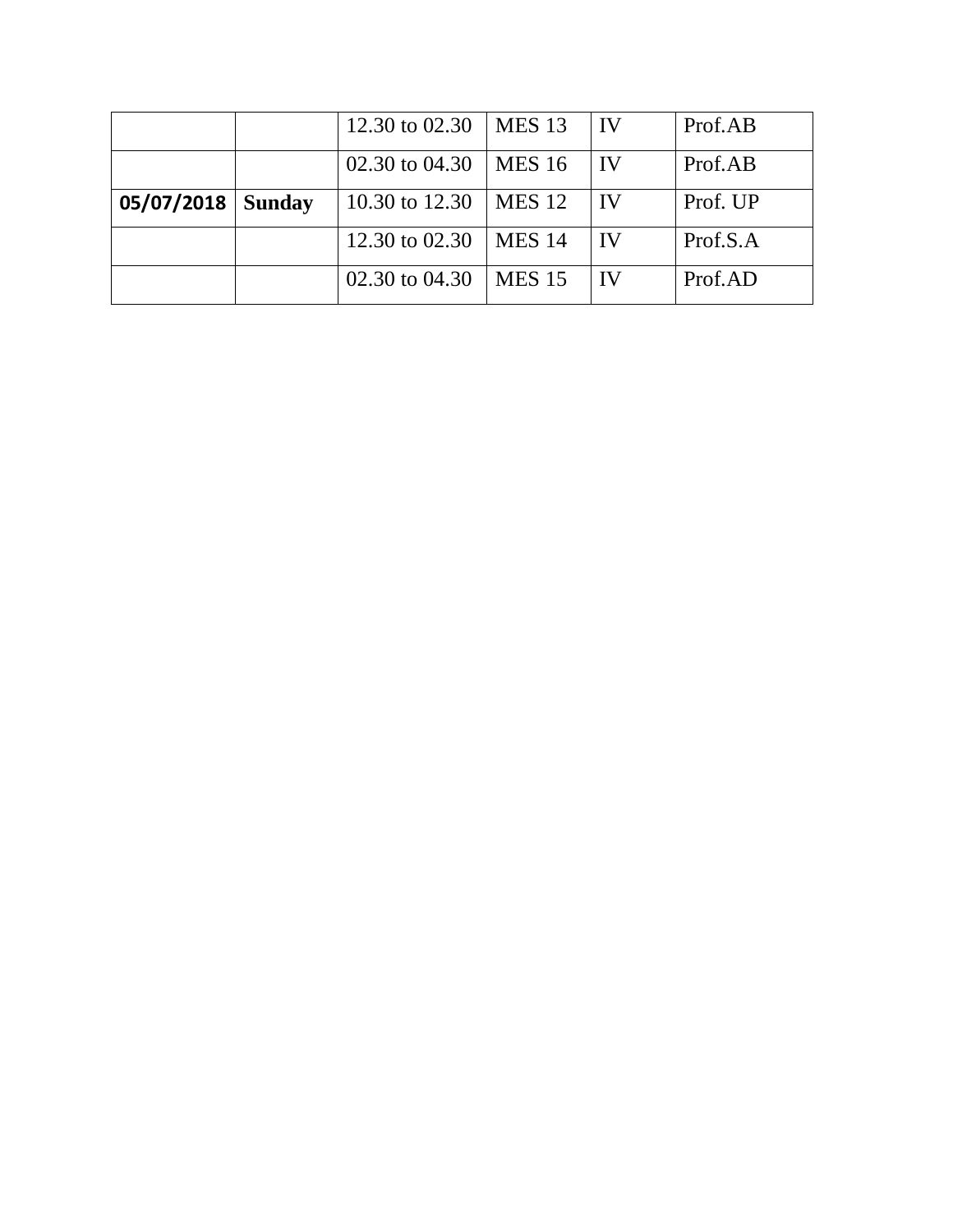| | | | | | |
|---|---|---|---|---|---|
| | | 12.30 to 02.30 | MES 13 | IV | Prof.AB |
| | | 02.30 to 04.30 | MES 16 | IV | Prof.AB |
| **05/07/2018** | **Sunday** | 10.30 to 12.30 | MES 12 | IV | Prof. UP |
| | | 12.30 to 02.30 | MES 14 | IV | Prof.S.A |
| | | 02.30 to 04.30 | MES 15 | IV | Prof.AD |